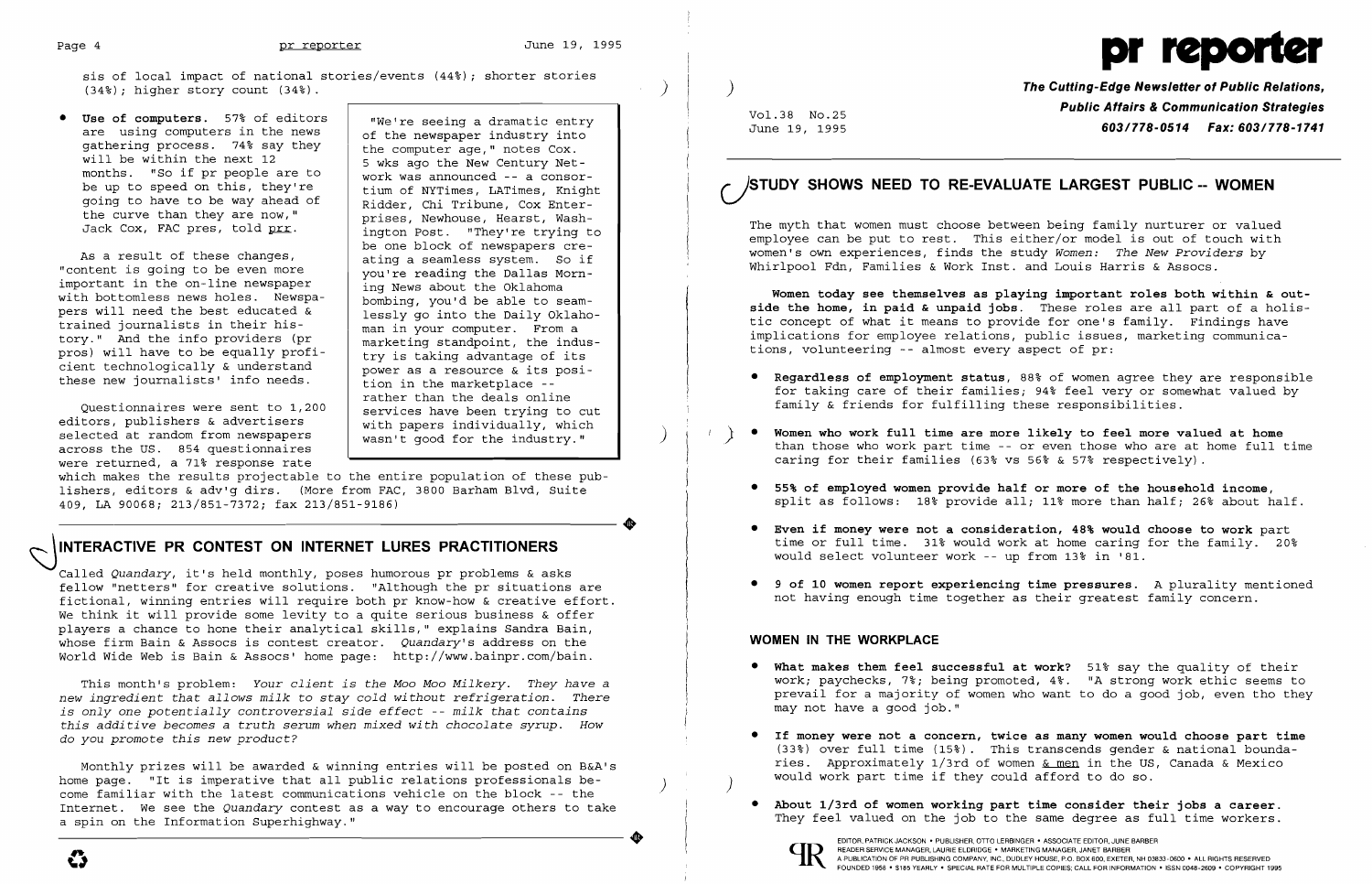sis of local impact of national stories/events (44%); shorter stories (34%); higher story count (34%).

- **Use of computers.** 57% of editors are using computers in the news gathering process. 74% say they will be within the next 12 months. "So if pr people are to be up to speed on this, they're going to have to be way ahead of the curve than they are now," Jack Cox, FAC pres, told prr.

As a result of these changes, "content is going to be even more important in the on-line newspaper with bottomless news holes. Newspapers will need the best educated & trained journalists in their history." And the info providers (pr pros) will have to be equally proficient technologically & understand these new journalists' info needs.

Questionnaires were sent to 1,200 editors, publishers & advertisers selected at random from newspapers across the US. 854 questionnaires were returned, a 71% response rate which makes the results projectable to the entire population of these publishers, editors & adv'g dirs. (More from FAC, 3800 Barham Blvd, Suite 409, LA 90068; 213/851-7372; fax 213/851-9186)

"We're seeing a dramatic entry of the newspaper industry into the computer age," notes Cox. 5 wks ago the New Century Network was announced -- a consortium of NYTimes, LATimes, Knight Ridder, Chi Tribune, Cox Enterprises, Newhouse, Hearst, Washington Post. "They're trying to be one block of newspapers creating a seamless system. So if you're reading the Dallas Morning News about the Oklahoma bombing, you'd be able to seamlessly go into the Daily Oklahoman in your computer. From a marketing standpoint, the industry is taking advantage of its power as a resource & its position in the marketplace -- rather than the deals online services have been trying to cut with papers individually, which wasn't good for the industry."

## INTERACTIVE PR CONTEST ON INTERNET LURES PRACTITIONERS

Called *Quandary*, it's held monthly, poses humorous pr problems & asks fellow "netters" for creative solutions. "Although the pr situations are fictional, winning entries will require both pr know-how & creative effort. We think it will provide some levity to a quite serious business & offer players a chance to hone their analytical skills," explains Sandra Bain, whose firm Bain & Assocs is contest creator. *Quandary*'s address on the World Wide Web is Bain & Assocs' home page: http://www.bainpr.com/bain.

This month's problem: *Your client is the Moo Moo Milkery. They have a new ingredient that allows milk to stay cold without refrigeration. There is only one potentially controversial side effect -- milk that contains this additive becomes a truth serum when mixed with chocolate syrup. How do you promote this new product?*

Monthly prizes will be awarded & winning entries will be posted on B&A's home page. "It is imperative that all public relations professionals become familiar with the latest communications vehicle on the block -- the Internet. We see the *Quandary* contest as a way to encourage others to take a spin on the Information Superhighway."

# pr reporter

**The Cutting-Edge Newsletter of Public Relations, Public Affairs & Communication Strategies**
**603/778-0514 Fax: 603/778-1741**

Vol.38 No.25
June 19, 1995

## STUDY SHOWS NEED TO RE-EVALUATE LARGEST PUBLIC -- WOMEN

The myth that women must choose between being family nurturer or valued employee can be put to rest. This either/or model is out of touch with women's own experiences, finds the study *Women: The New Providers* by Whirlpool Fdn, Families & Work Inst. and Louis Harris & Assocs.

**Women today see themselves as playing important roles both within & outside the home, in paid & unpaid jobs.** These roles are all part of a holistic concept of what it means to provide for one's family. Findings have implications for employee relations, public issues, marketing communications, volunteering -- almost every aspect of pr:

- **Regardless of employment status**, 88% of women agree they are responsible for taking care of their families; 94% feel very or somewhat valued by family & friends for fulfilling these responsibilities.
- **Women who work full time are more likely to feel more valued at home** than those who work part time -- or even those who are at home full time caring for their families (63% vs 56% & 57% respectively).
- **55% of employed women provide half or more of the household income**, split as follows: 18% provide all; 11% more than half; 26% about half.
- **Even if money were not a consideration, 48% would choose to work** part time or full time. 31% would work at home caring for the family. 20% would select volunteer work -- up from 13% in '81.
- **9 of 10 women report experiencing time pressures.** A plurality mentioned not having enough time together as their greatest family concern.

### WOMEN IN THE WORKPLACE

- **What makes them feel successful at work?** 51% say the quality of their work; paychecks, 7%; being promoted, 4%. "A strong work ethic seems to prevail for a majority of women who want to do a good job, even tho they may not have a good job."
- **If money were not a concern, twice as many women would choose part time** (33%) over full time (15%). This transcends gender & national boundaries. Approximately 1/3rd of women & men in the US, Canada & Mexico would work part time if they could afford to do so.
- **About 1/3rd of women working part time consider their jobs a career.** They feel valued on the job to the same degree as full time workers.

EDITOR, PATRICK JACKSON • PUBLISHER, OTTO LERBINGER • ASSOCIATE EDITOR, JUNE BARBER
READER SERVICE MANAGER, LAURIE ELDRIDGE • MARKETING MANAGER, JANET BARBER
A PUBLICATION OF PR PUBLISHING COMPANY, INC., DUDLEY HOUSE, P.O. BOX 600, EXETER, NH 03833-0600 • ALL RIGHTS RESERVED
FOUNDED 1958 • $185 YEARLY • SPECIAL RATE FOR MULTIPLE COPIES: CALL FOR INFORMATION • ISSN 0048-2609 • COPYRIGHT 1995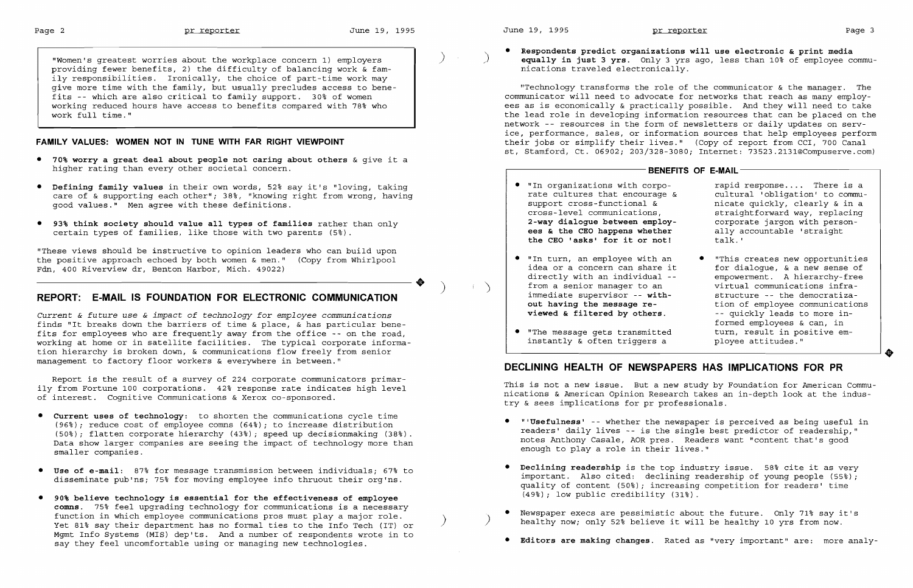"Women's greatest worries about the workplace concern 1) employers providing fewer benefits, 2) the difficulty of balancing work & family responsibilities. Ironically, the choice of part-time work may give more time with the family, but usually precludes access to benefits -- which are also critical to family support. 30% of women working reduced hours have access to benefits compared with 78% who work full time."

## FAMILY VALUES: WOMEN NOT IN TUNE WITH FAR RIGHT VIEWPOINT

- **70% worry a great deal about people not caring about others** & give it a higher rating than every other societal concern.
- **Defining family values** in their own words, 52% say it's "loving, taking care of & supporting each other"; 38%, "knowing right from wrong, having good values." Men agree with these definitions.
- **93% think society should value all types of families** rather than only certain types of families, like those with two parents (5%).

"These views should be instructive to opinion leaders who can build upon the positive approach echoed by both women & men." (Copy from Whirlpool Fdn, 400 Riverview dr, Benton Harbor, Mich. 49022)

## REPORT: E-MAIL IS FOUNDATION FOR ELECTRONIC COMMUNICATION

*Current & future use & impact of technology for employee communications* finds "It breaks down the barriers of time & place, & has particular benefits for employees who are frequently away from the office -- on the road, working at home or in satellite facilities. The typical corporate information hierarchy is broken down, & communications flow freely from senior management to factory floor workers & everywhere in between."

Report is the result of a survey of 224 corporate communicators primarily from Fortune 100 corporations. 42% response rate indicates high level of interest. Cognitive Communications & Xerox co-sponsored.

- **Current uses of technology**: to shorten the communications cycle time (96%); reduce cost of employee comns (64%); to increase distribution (50%); flatten corporate hierarchy (43%); speed up decisionmaking (38%). Data show larger companies are seeing the impact of technology more than smaller companies.
- **Use of e-mail**: 87% for message transmission between individuals; 67% to disseminate pub'ns; 75% for moving employee info thruout their org'ns.
- **90% believe technology is essential for the effectiveness of employee comns.** 75% feel upgrading technology for communications is a necessary function in which employee communications pros must play a major role. Yet 81% say their department has no formal ties to the Info Tech (IT) or Mgmt Info Systems (MIS) dep'ts. And a number of respondents wrote in to say they feel uncomfortable using or managing new technologies.
- **Respondents predict organizations will use electronic & print media equally in just 3 yrs.** Only 3 yrs ago, less than 10% of employee communications traveled electronically.

"Technology transforms the role of the communicator & the manager. The communicator will need to advocate for networks that reach as many employees as is economically & practically possible. And they will need to take the lead role in developing information resources that can be placed on the network -- resources in the form of newsletters or daily updates on service, performance, sales, or information sources that help employees perform their jobs or simplify their lives." (Copy of report from CCI, 700 Canal st, Stamford, Ct. 06902; 203/328-3080; Internet: 73523.2131@Compuserve.com)

### BENEFITS OF E-MAIL

- "In organizations with corporate cultures that encourage & support cross-functional & cross-level communications, **2-way dialogue between employees & the CEO happens whether the CEO 'asks' for it or not!**
- "In turn, an employee with an idea or a concern can share it directly with an individual -- from a senior manager to an immediate supervisor -- **without having the message reviewed & filtered by others.**
- "The message gets transmitted instantly & often triggers a rapid response.... There is a cultural 'obligation' to communicate quickly, clearly & in a straightforward way, replacing corporate jargon with personally accountable 'straight talk.'
- "This creates new opportunities for dialogue, & a new sense of empowerment. A hierarchy-free virtual communications infrastructure -- the democratization of employee communications -- quickly leads to more informed employees & can, in turn, result in positive employee attitudes."

## DECLINING HEALTH OF NEWSPAPERS HAS IMPLICATIONS FOR PR

This is not a new issue. But a new study by Foundation for American Communications & American Opinion Research takes an in-depth look at the industry & sees implications for pr professionals.

- "**'Usefulness'** -- whether the newspaper is perceived as being useful in readers' daily lives -- is the single best predictor of readership," notes Anthony Casale, AOR pres. Readers want "content that's good enough to play a role in their lives."
- **Declining readership** is the top industry issue. 58% cite it as very important. Also cited: declining readership of young people (55%); quality of content (50%); increasing competition for readers' time (49%); low public credibility (31%).
- Newspaper execs are pessimistic about the future. Only 71% say it's healthy now; only 52% believe it will be healthy 10 yrs from now.
- **Editors are making changes.** Rated as "very important" are: more analy-